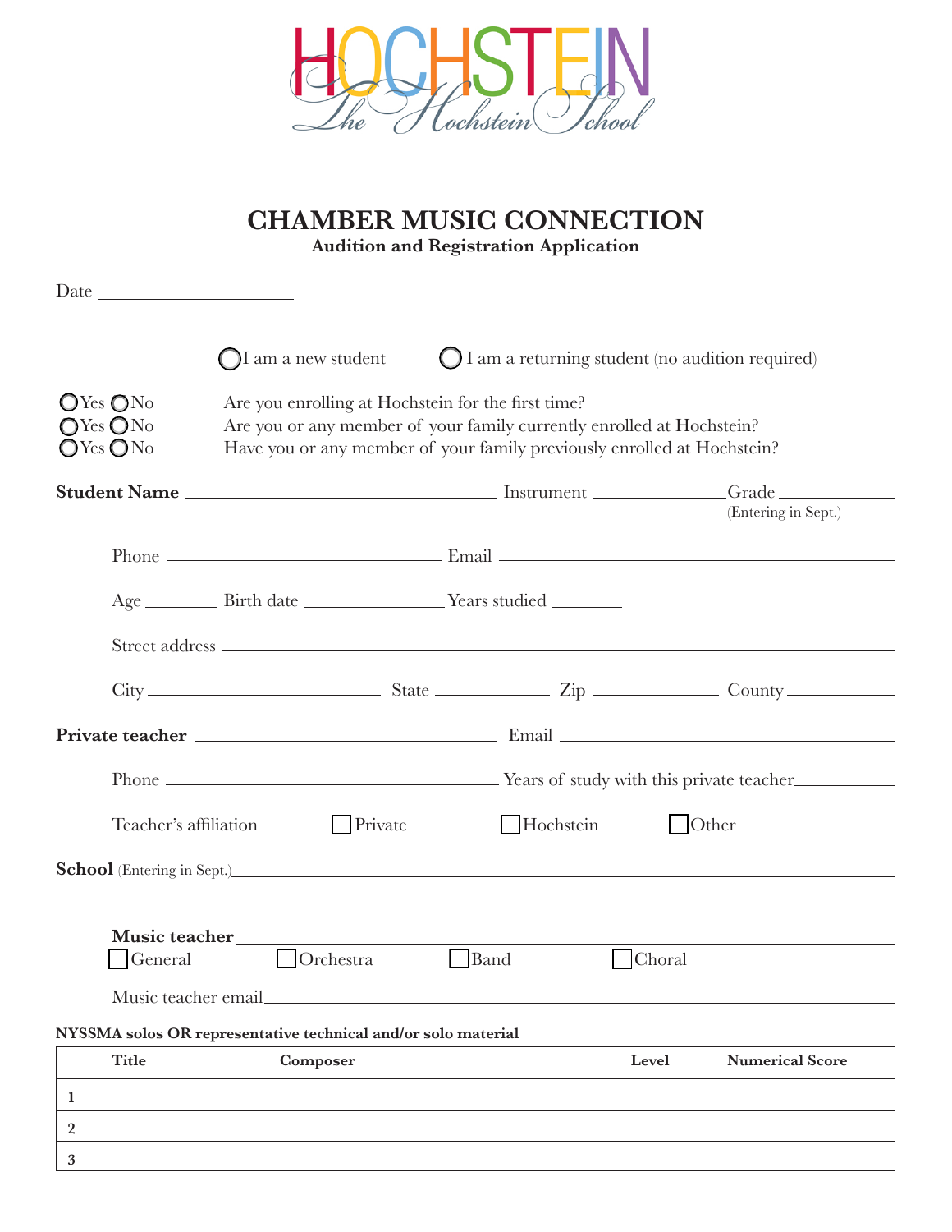HOCHSTEIN

The Hochstein School

# CHAMBER MUSIC CONNECTION

**Audition and Registration Application**

Date ____________________

◯ I am a new student ◯ I am a returning student (no audition required)

◯ Yes ◯ No Are you enrolling at Hochstein for the first time?

◯ Yes ◯ No Are you or any member of your family currently enrolled at Hochstein?

◯ Yes ◯ No Have you or any member of your family previously enrolled at Hochstein?

**Student Name** ______________________________ Instrument ____________ Grade __________ (Entering in Sept.)

Phone ____________________________ Email ______________________________________

Age ________ Birth date ______________ Years studied ________

Street address ______________________________________________________________

City ______________________ State ____________ Zip ____________ County ___________

**Private teacher** ______________________________ Email _______________________________

Phone __________________________________ Years of study with this private teacher__________

Teacher's affiliation ☐ Private ☐ Hochstein ☐ Other

**School** (Entering in Sept.)__________________________________________________________

**Music teacher** ______________________________________________________________

☐ General ☐ Orchestra ☐ Band ☐ Choral

Music teacher email______________________________________________________________

**NYSSMA solos OR representative technical and/or solo material**

| | Title | Composer | Level | Numerical Score |
|---|---|---|---|---|
| **1** | | | | |
| **2** | | | | |
| **3** | | | | |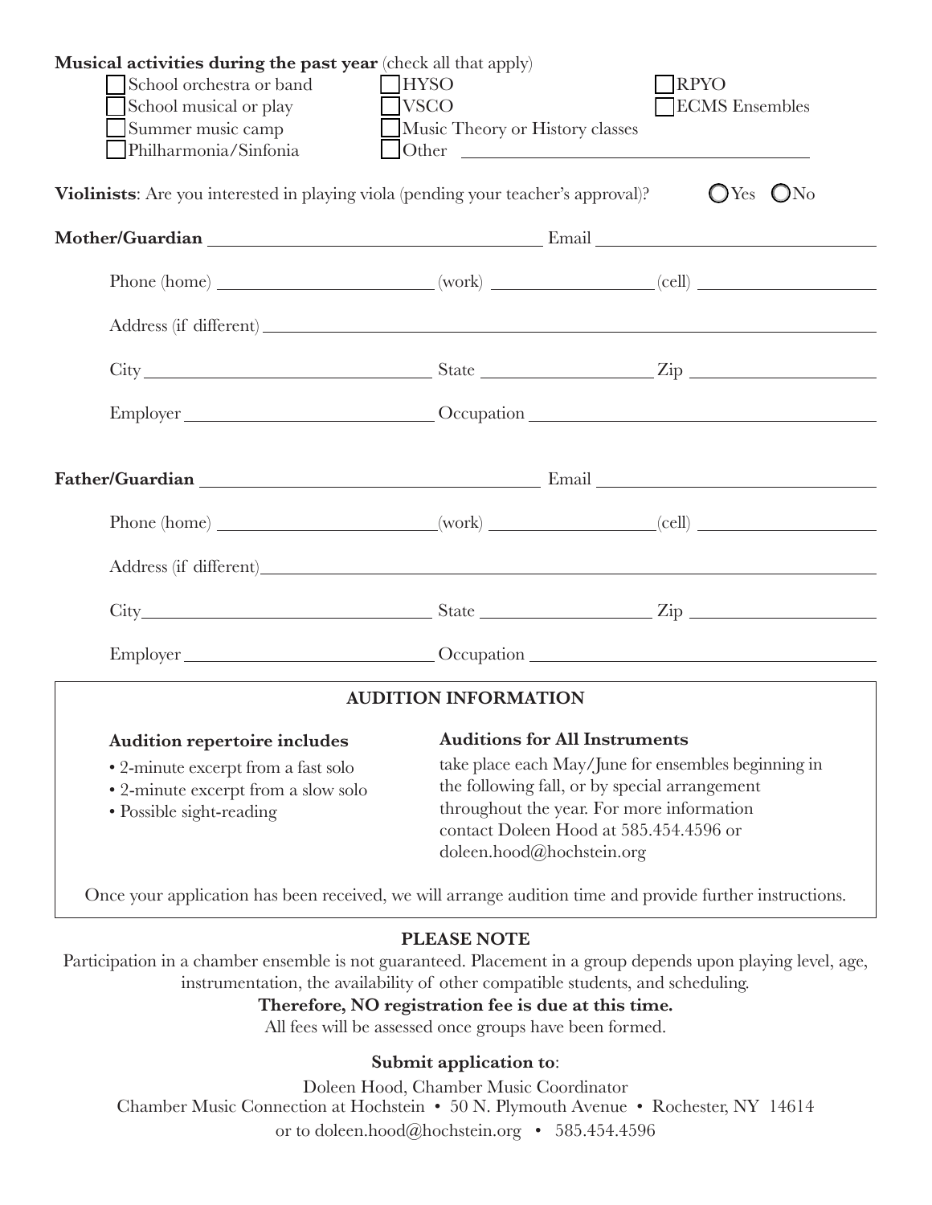**Musical activities during the past year** (check all that apply)

- ☐ School orchestra or band
- ☐ School musical or play
- ☐ Summer music camp
- ☐ Philharmonia/Sinfonia
- ☐ HYSO
- ☐ VSCO
- ☐ Music Theory or History classes
- ☐ Other \_\_\_\_\_\_\_\_\_\_\_\_\_\_\_\_\_\_\_\_
- ☐ RPYO
- ☐ ECMS Ensembles

**Violinists**: Are you interested in playing viola (pending your teacher's approval)? ○ Yes ○ No

**Mother/Guardian** \_\_\_\_\_\_\_\_\_\_\_\_\_\_\_\_\_\_\_\_ Email \_\_\_\_\_\_\_\_\_\_\_\_\_\_\_\_\_\_\_\_

Phone (home) \_\_\_\_\_\_\_\_\_\_\_\_ (work) \_\_\_\_\_\_\_\_\_\_\_\_ (cell) \_\_\_\_\_\_\_\_\_\_\_\_

Address (if different) \_\_\_\_\_\_\_\_\_\_\_\_\_\_\_\_\_\_\_\_\_\_\_\_\_\_\_\_\_\_\_\_\_\_\_\_\_\_\_\_

City \_\_\_\_\_\_\_\_\_\_\_\_\_\_\_\_ State \_\_\_\_\_\_\_\_\_\_ Zip \_\_\_\_\_\_\_\_\_\_

Employer \_\_\_\_\_\_\_\_\_\_\_\_\_\_\_\_ Occupation \_\_\_\_\_\_\_\_\_\_\_\_\_\_\_\_\_\_\_\_

**Father/Guardian** \_\_\_\_\_\_\_\_\_\_\_\_\_\_\_\_\_\_\_\_ Email \_\_\_\_\_\_\_\_\_\_\_\_\_\_\_\_\_\_\_\_

Phone (home) \_\_\_\_\_\_\_\_\_\_\_\_ (work) \_\_\_\_\_\_\_\_\_\_\_\_ (cell) \_\_\_\_\_\_\_\_\_\_\_\_

Address (if different) \_\_\_\_\_\_\_\_\_\_\_\_\_\_\_\_\_\_\_\_\_\_\_\_\_\_\_\_\_\_\_\_\_\_\_\_\_\_\_\_

City \_\_\_\_\_\_\_\_\_\_\_\_\_\_\_\_ State \_\_\_\_\_\_\_\_\_\_ Zip \_\_\_\_\_\_\_\_\_\_

Employer \_\_\_\_\_\_\_\_\_\_\_\_\_\_\_\_ Occupation \_\_\_\_\_\_\_\_\_\_\_\_\_\_\_\_\_\_\_\_

## AUDITION INFORMATION

### Audition repertoire includes

- 2-minute excerpt from a fast solo
- 2-minute excerpt from a slow solo
- Possible sight-reading

### Auditions for All Instruments

take place each May/June for ensembles beginning in the following fall, or by special arrangement throughout the year. For more information contact Doleen Hood at 585.454.4596 or doleen.hood@hochstein.org

Once your application has been received, we will arrange audition time and provide further instructions.

## PLEASE NOTE

Participation in a chamber ensemble is not guaranteed. Placement in a group depends upon playing level, age, instrumentation, the availability of other compatible students, and scheduling.

**Therefore, NO registration fee is due at this time.**

All fees will be assessed once groups have been formed.

**Submit application to**:

Doleen Hood, Chamber Music Coordinator
Chamber Music Connection at Hochstein • 50 N. Plymouth Avenue • Rochester, NY 14614
or to doleen.hood@hochstein.org • 585.454.4596